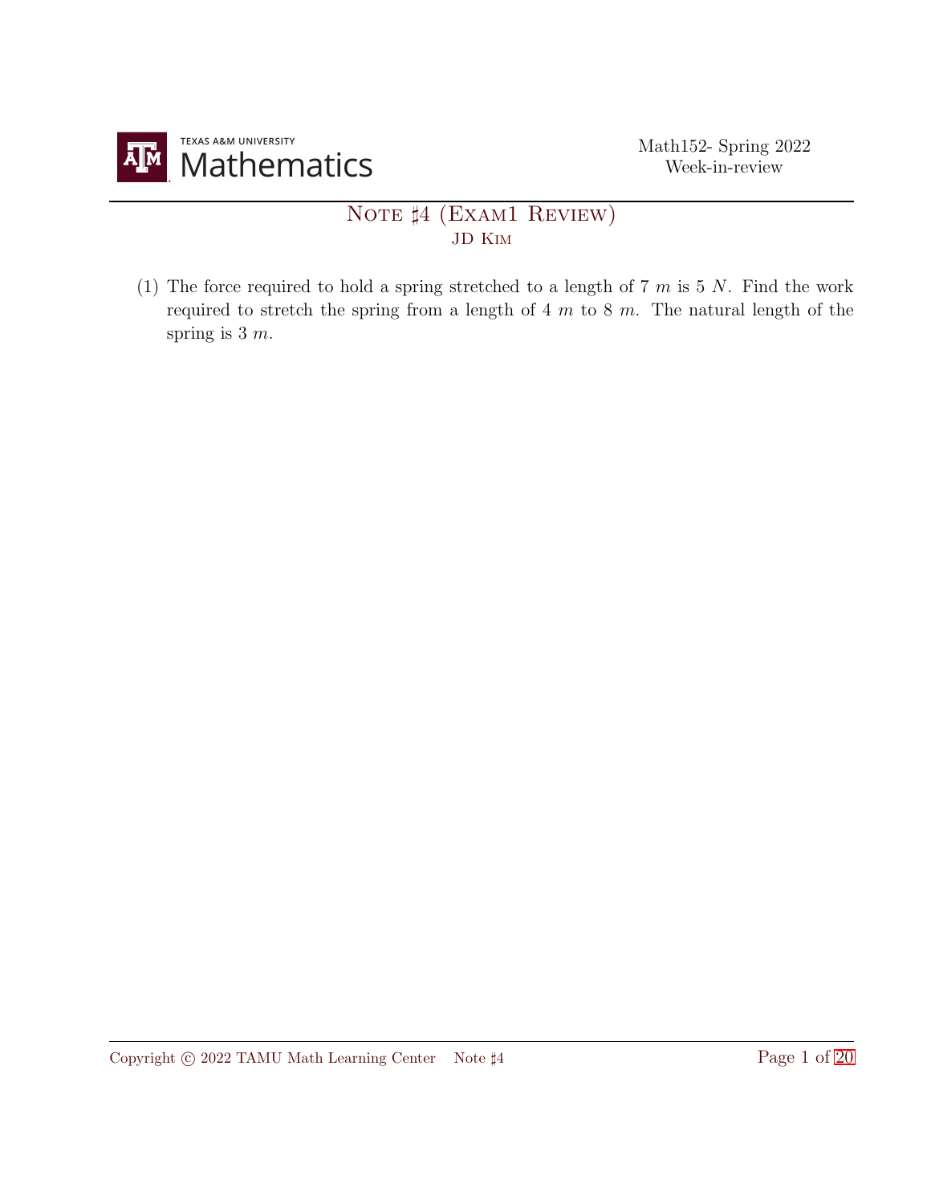Math152- Spring 2022
Week-in-review

# Note ♯4 (Exam1 Review)

JD Kim

(1) The force required to hold a spring stretched to a length of 7 $m$ is 5 $N$. Find the work required to stretch the spring from a length of 4 $m$ to 8 $m$. The natural length of the spring is 3 $m$.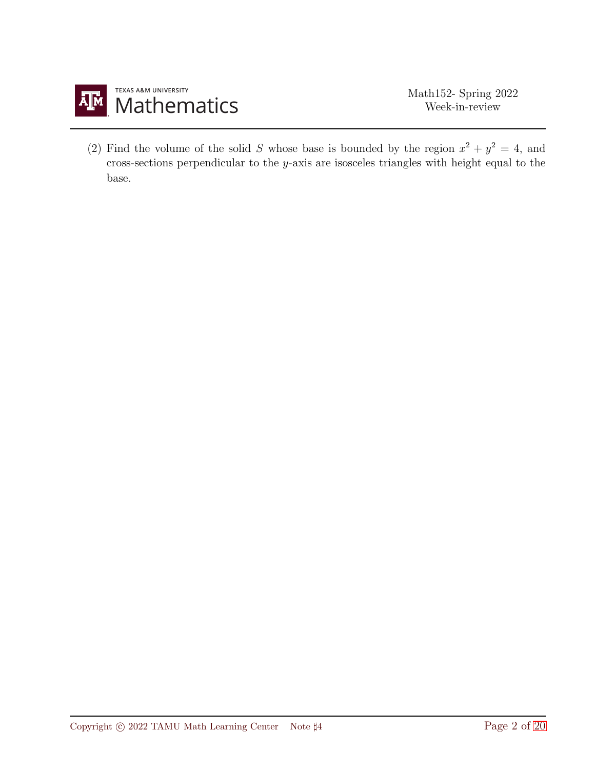(2) Find the volume of the solid $S$ whose base is bounded by the region $x^2 + y^2 = 4$, and cross-sections perpendicular to the $y$-axis are isosceles triangles with height equal to the base.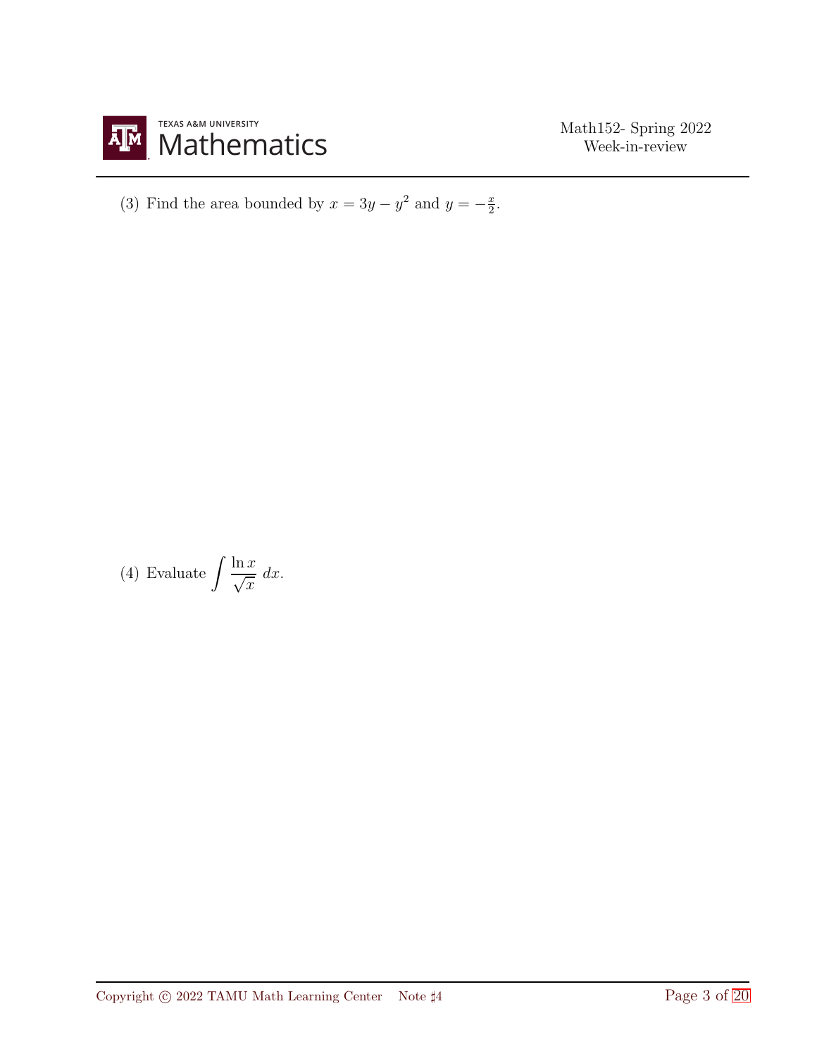(3) Find the area bounded by $x = 3y - y^2$ and $y = -\frac{x}{2}$.

(4) Evaluate $\displaystyle\int \frac{\ln x}{\sqrt{x}}\ dx$.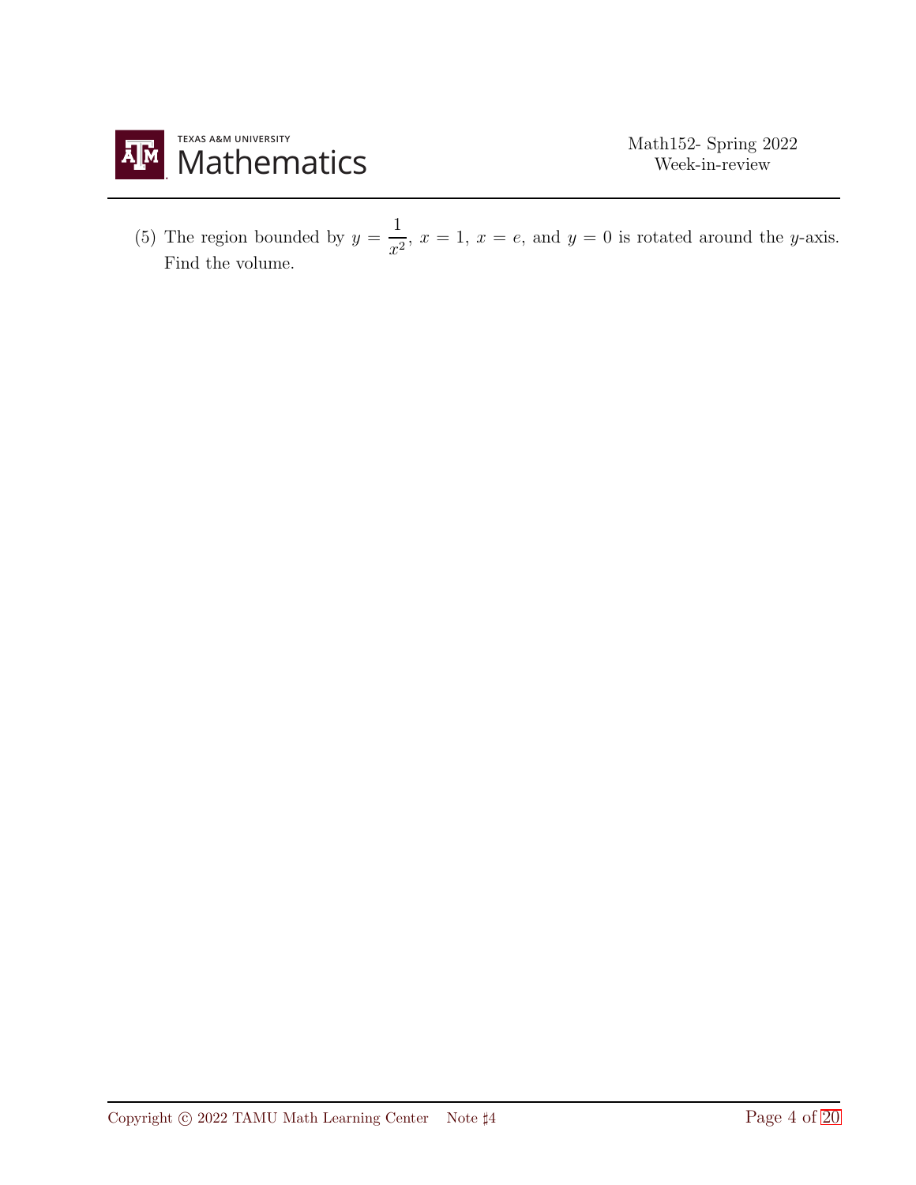(5) The region bounded by $y = \dfrac{1}{x^2}$, $x = 1$, $x = e$, and $y = 0$ is rotated around the $y$-axis. Find the volume.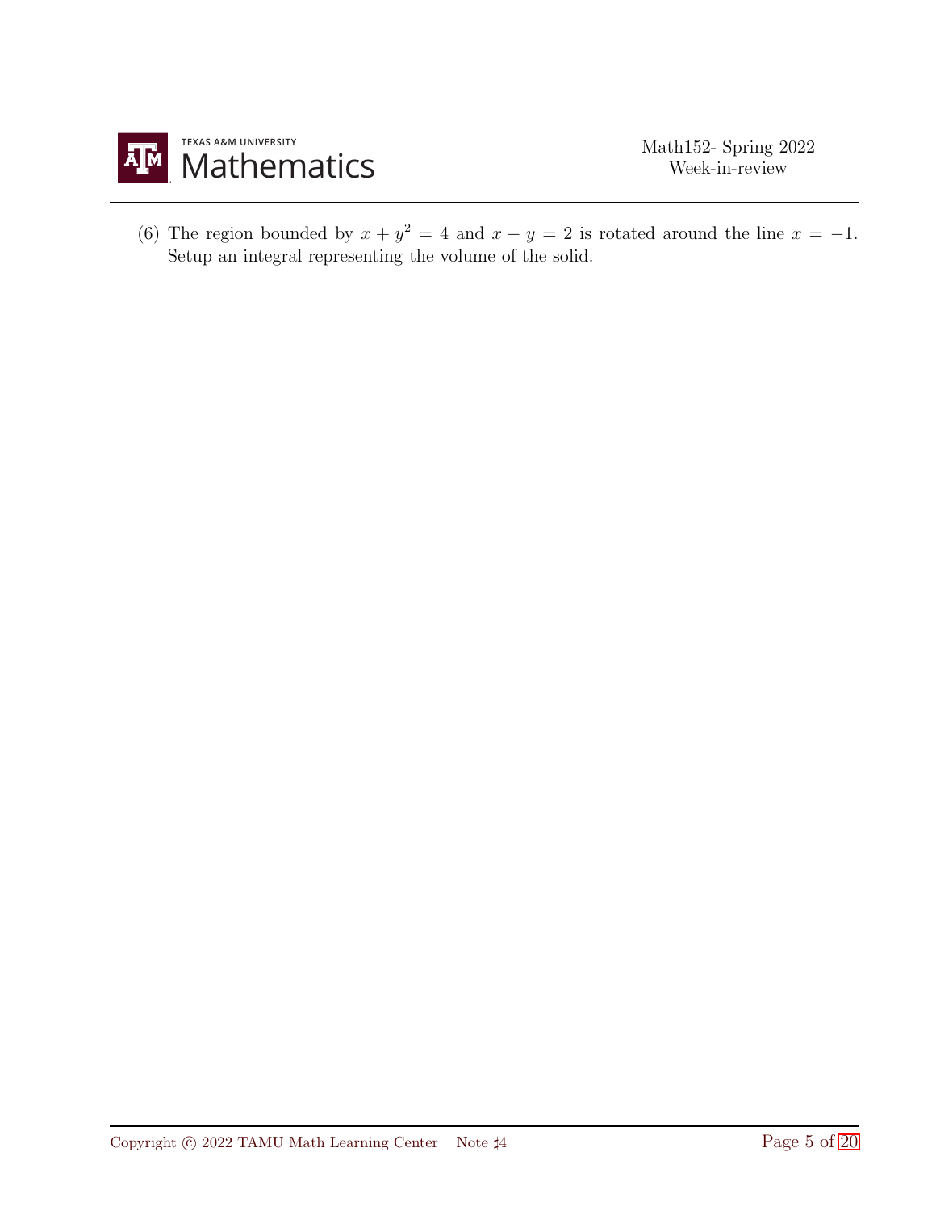(6) The region bounded by $x + y^2 = 4$ and $x - y = 2$ is rotated around the line $x = -1$. Setup an integral representing the volume of the solid.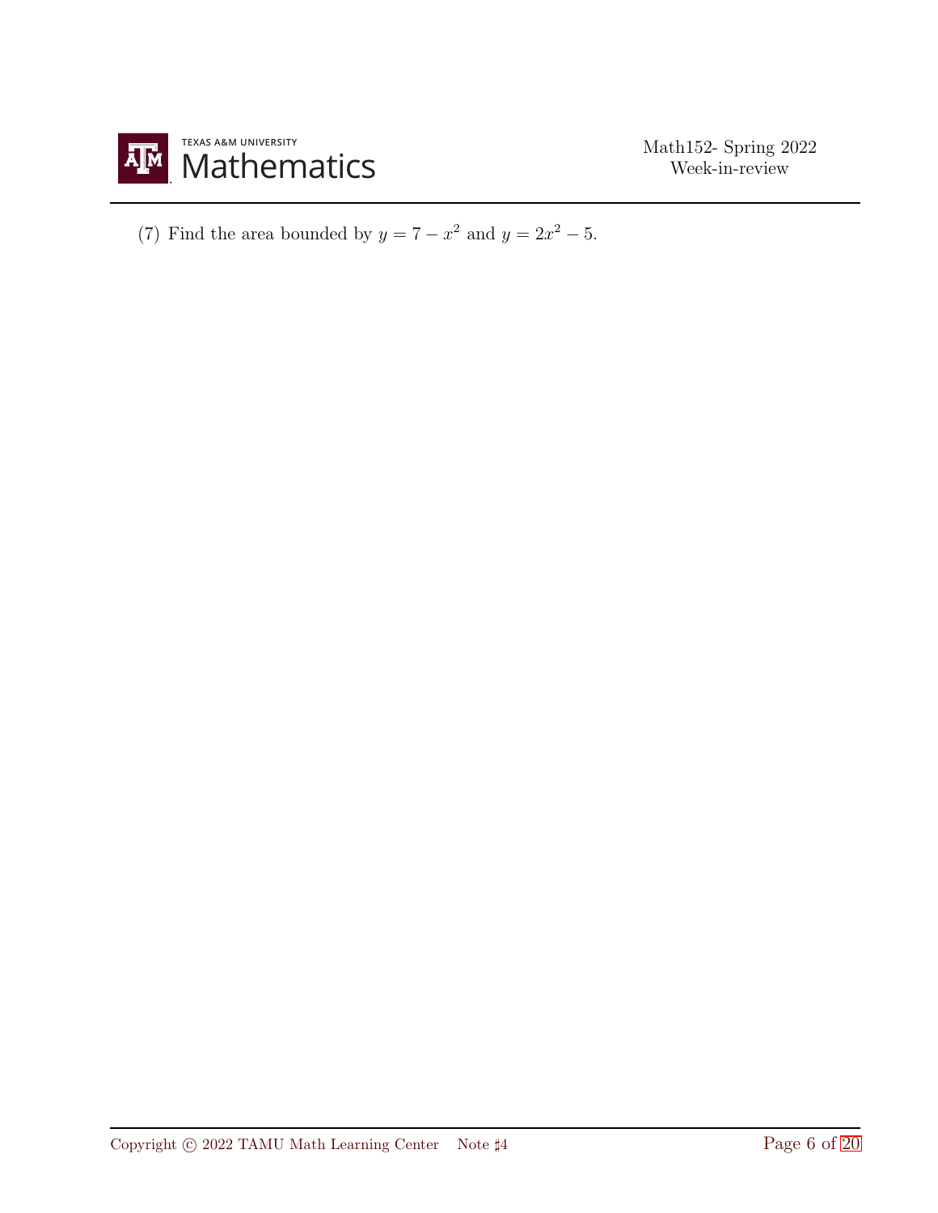(7) Find the area bounded by $y = 7 - x^2$ and $y = 2x^2 - 5$.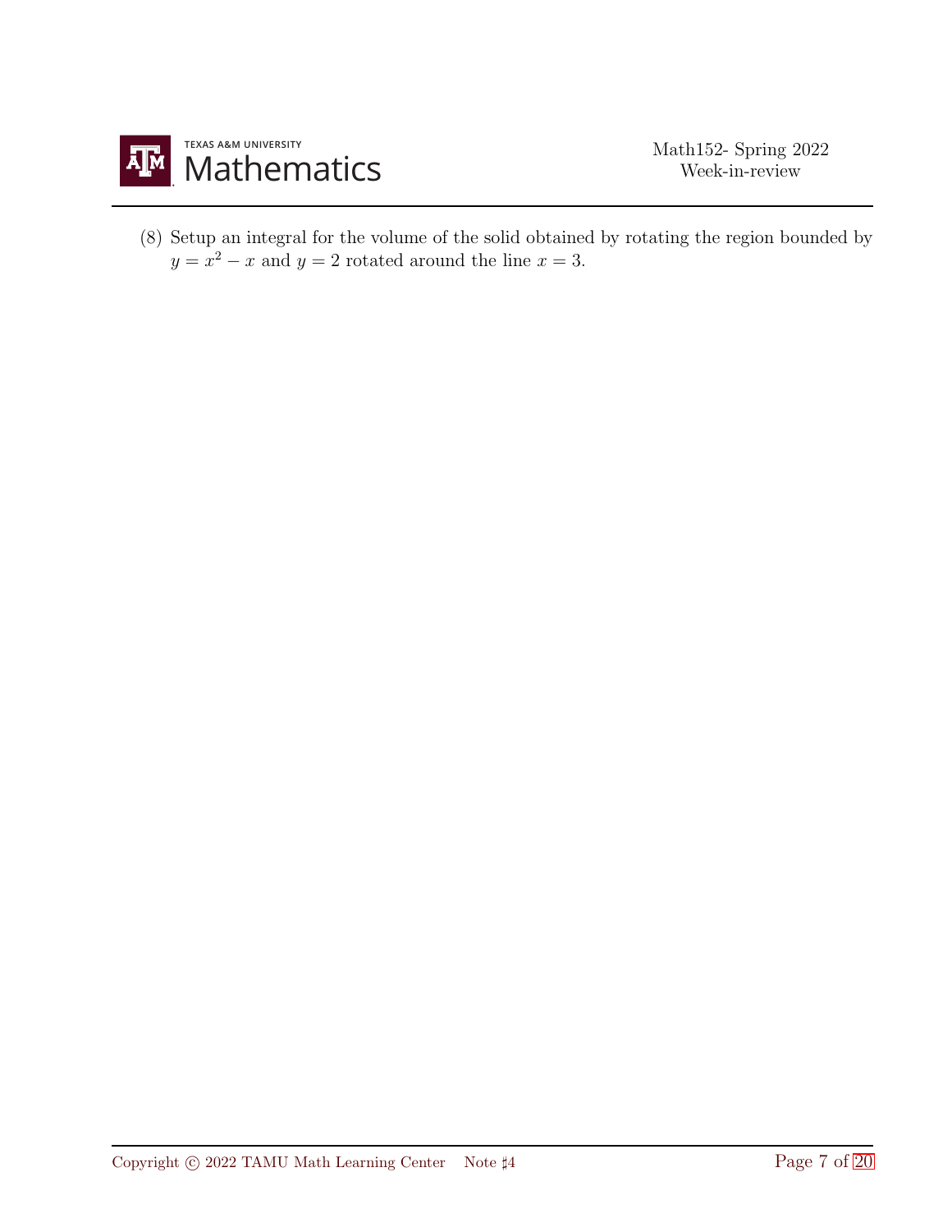(8) Setup an integral for the volume of the solid obtained by rotating the region bounded by $y = x^2 - x$ and $y = 2$ rotated around the line $x = 3$.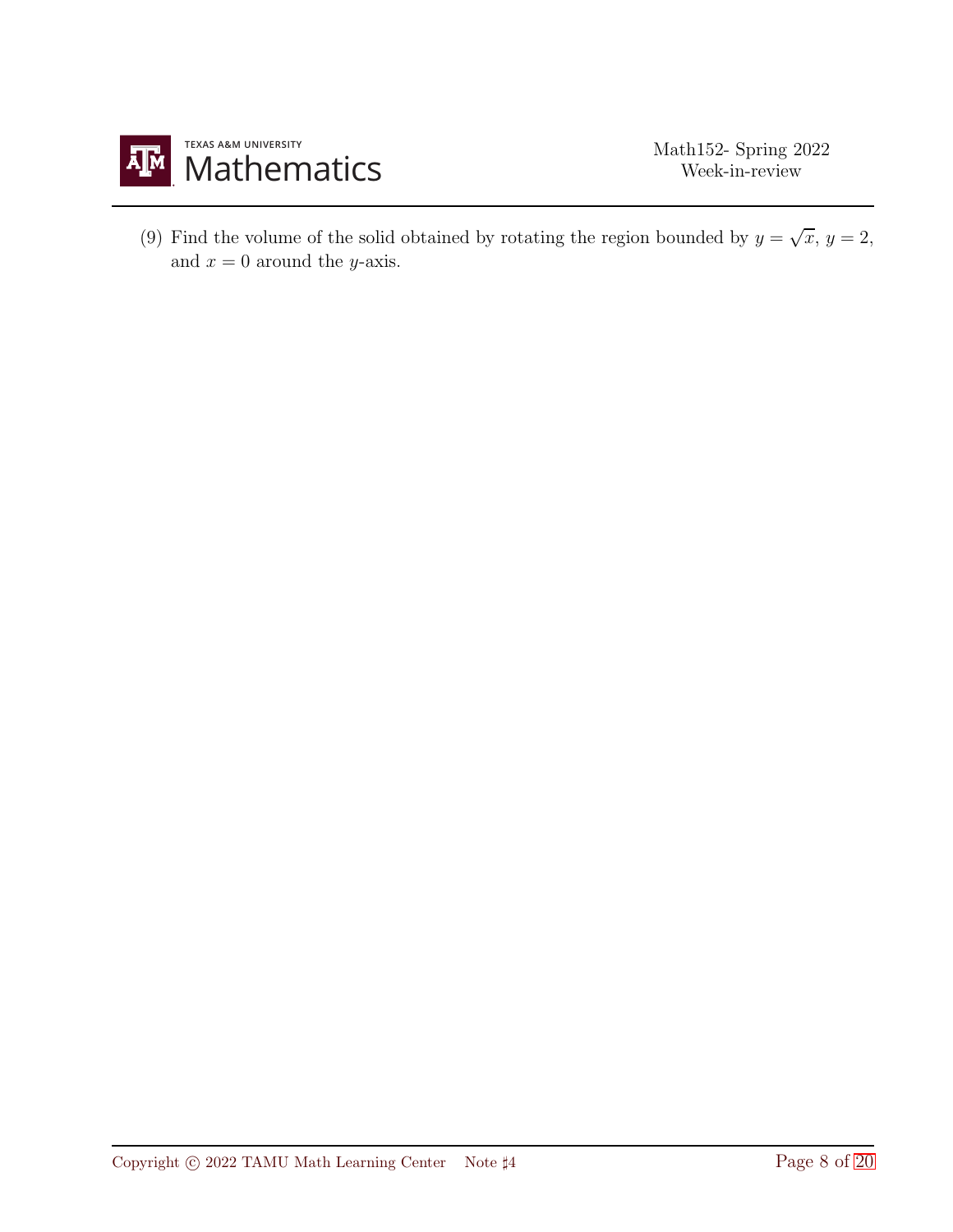(9) Find the volume of the solid obtained by rotating the region bounded by $y = \sqrt{x}$, $y = 2$, and $x = 0$ around the $y$-axis.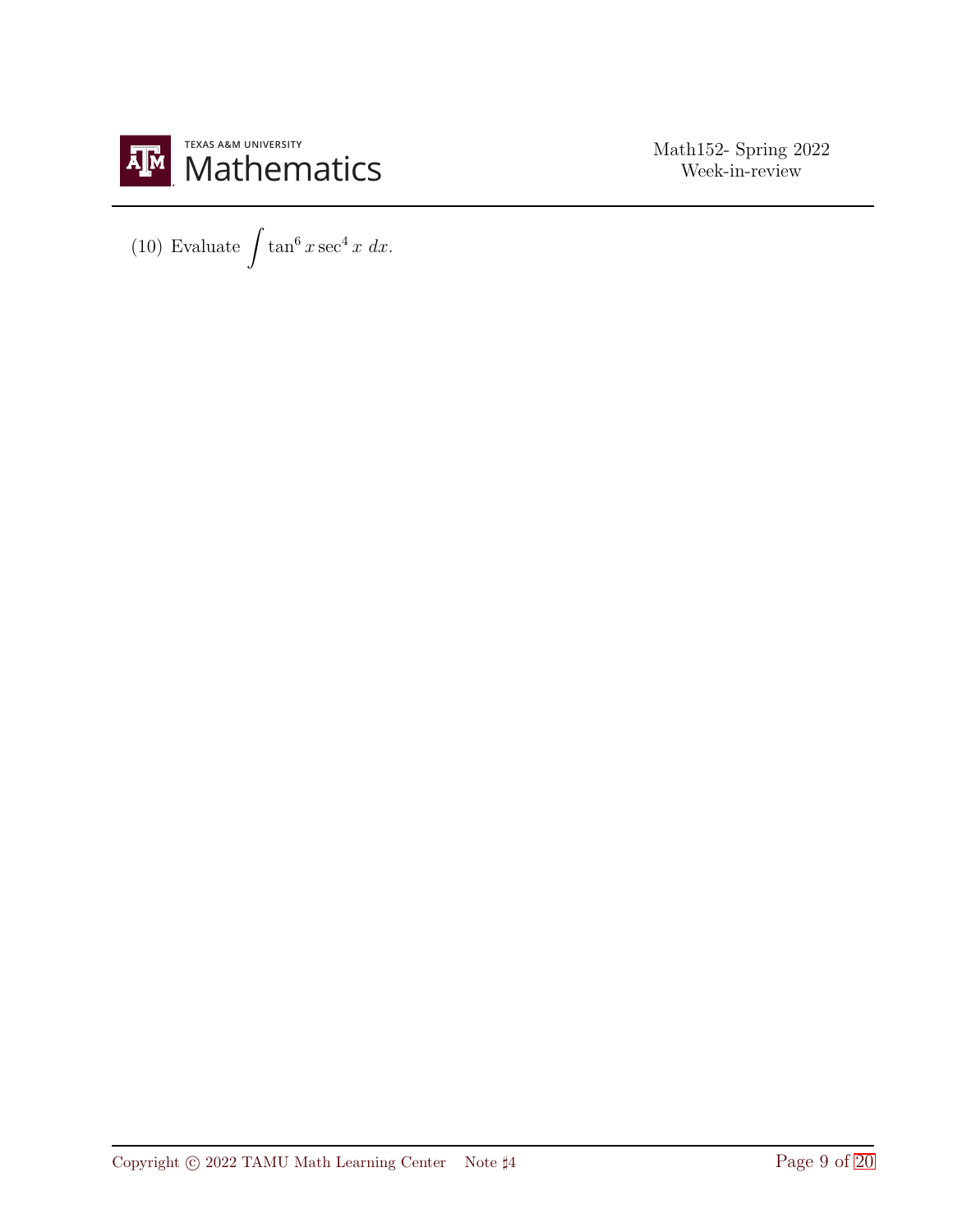(10) Evaluate $\int \tan^6 x \sec^4 x \; dx$.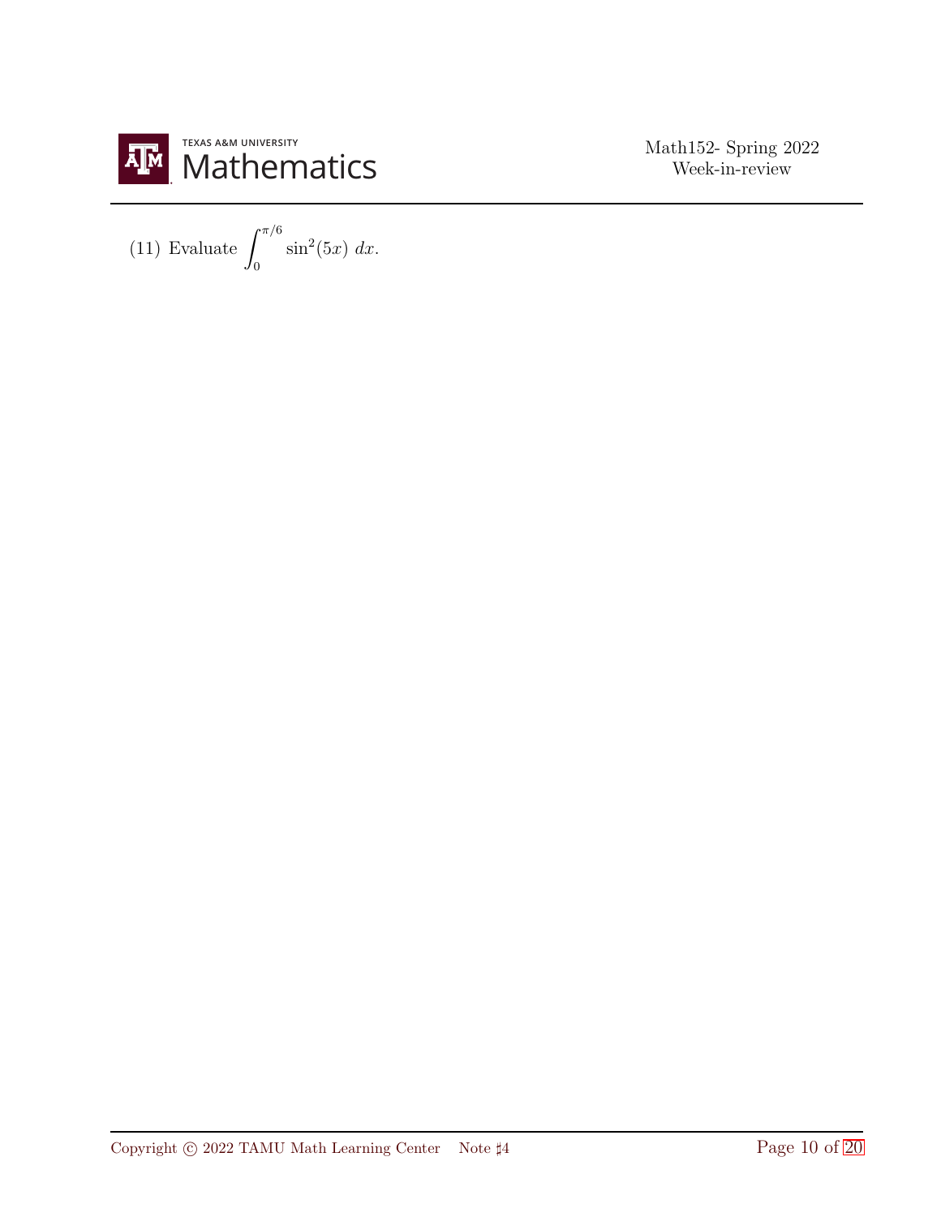(11) Evaluate $\displaystyle\int_0^{\pi/6} \sin^2(5x)\ dx$.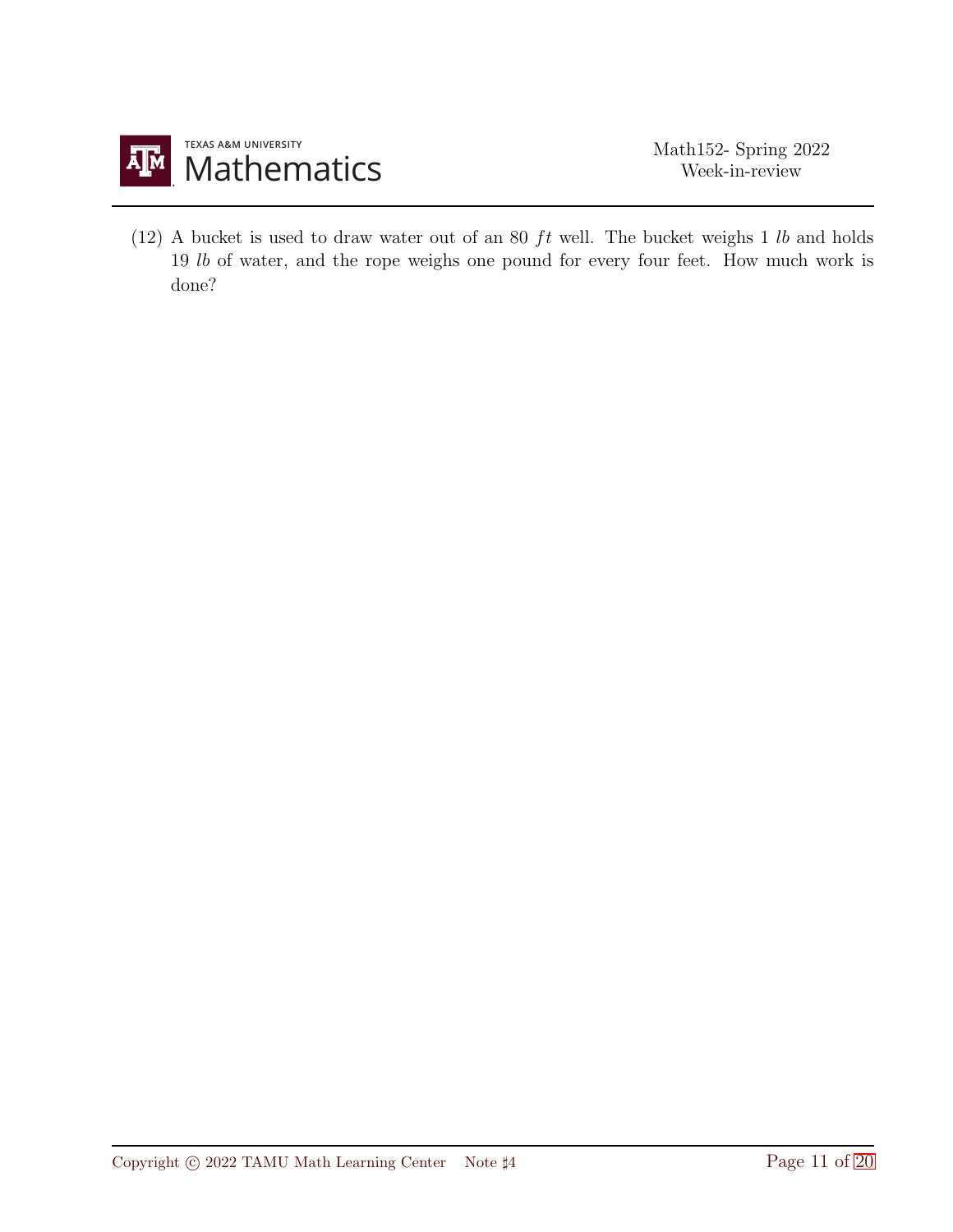(12) A bucket is used to draw water out of an 80 $ft$ well. The bucket weighs 1 $lb$ and holds 19 $lb$ of water, and the rope weighs one pound for every four feet. How much work is done?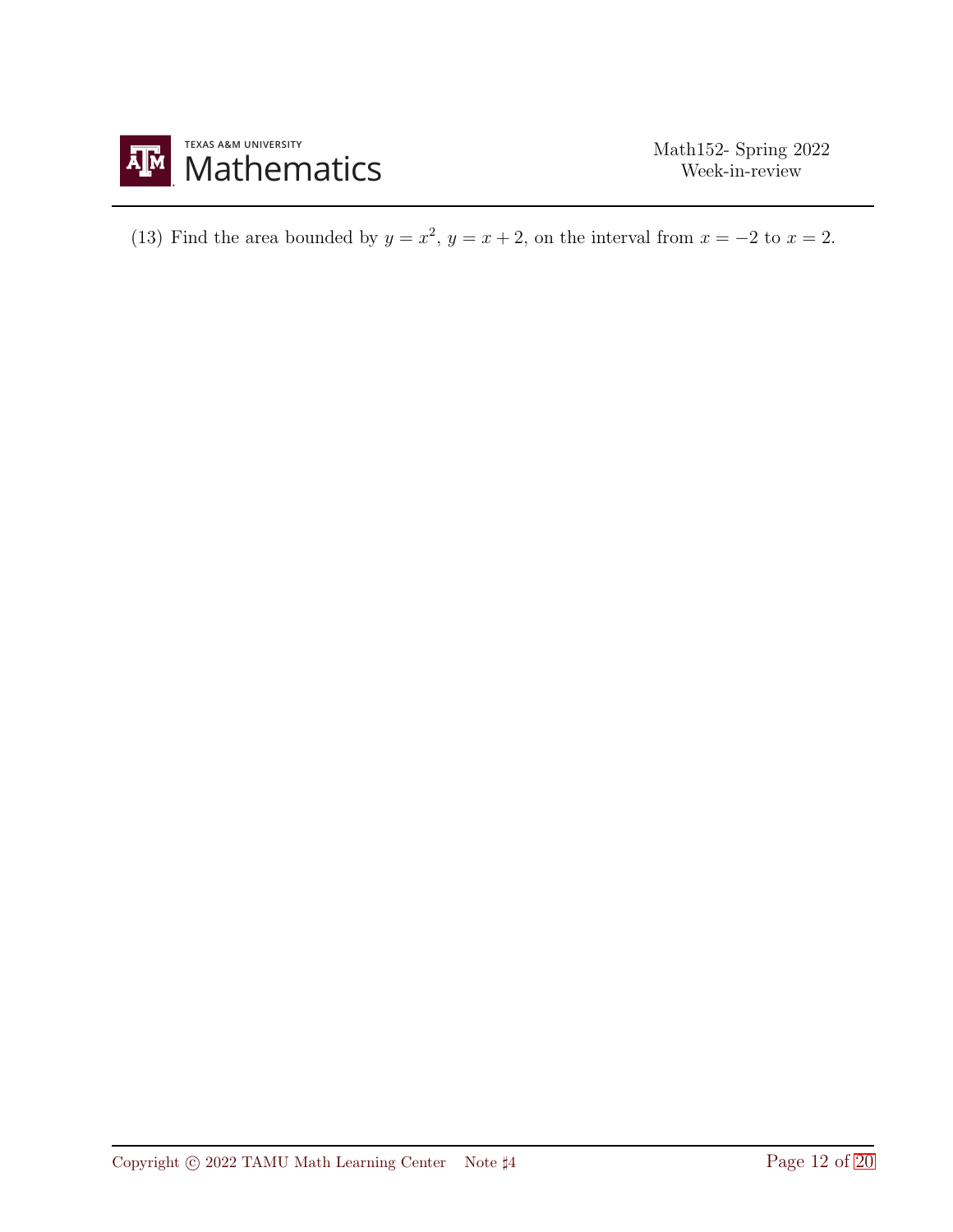(13) Find the area bounded by $y = x^2$, $y = x + 2$, on the interval from $x = -2$ to $x = 2$.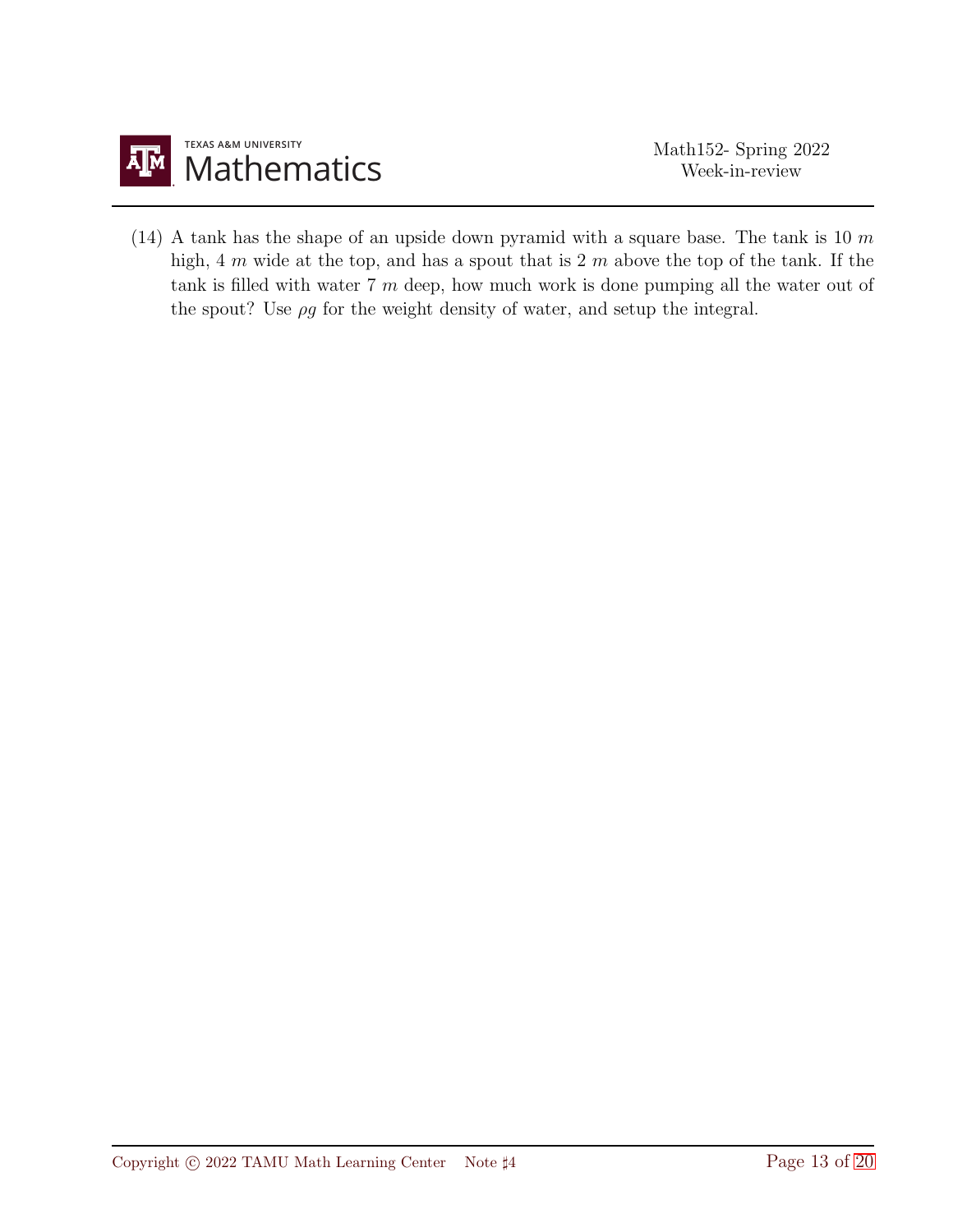(14) A tank has the shape of an upside down pyramid with a square base. The tank is 10 $m$ high, 4 $m$ wide at the top, and has a spout that is 2 $m$ above the top of the tank. If the tank is filled with water 7 $m$ deep, how much work is done pumping all the water out of the spout? Use $\rho g$ for the weight density of water, and setup the integral.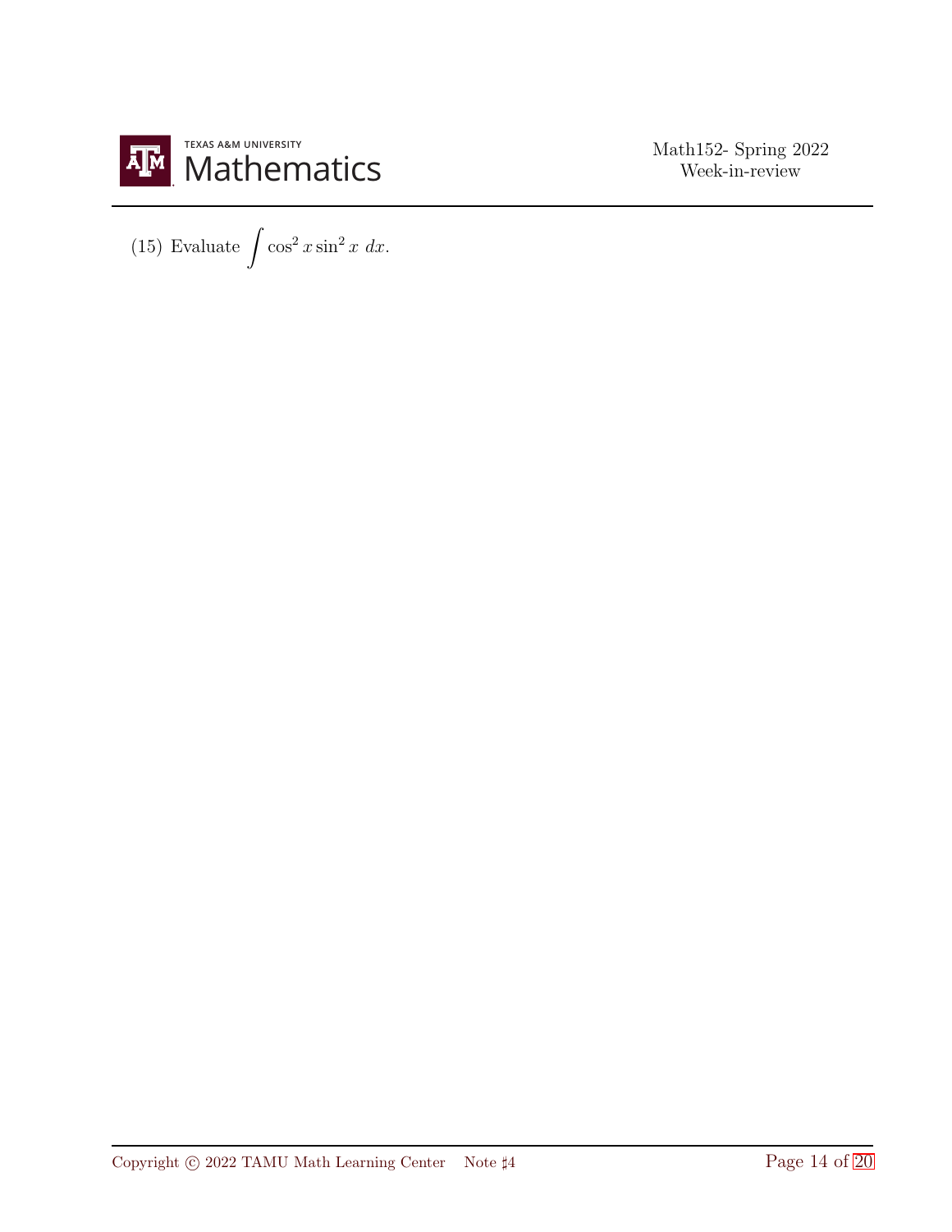(15) Evaluate $\int \cos^2 x \sin^2 x \; dx$.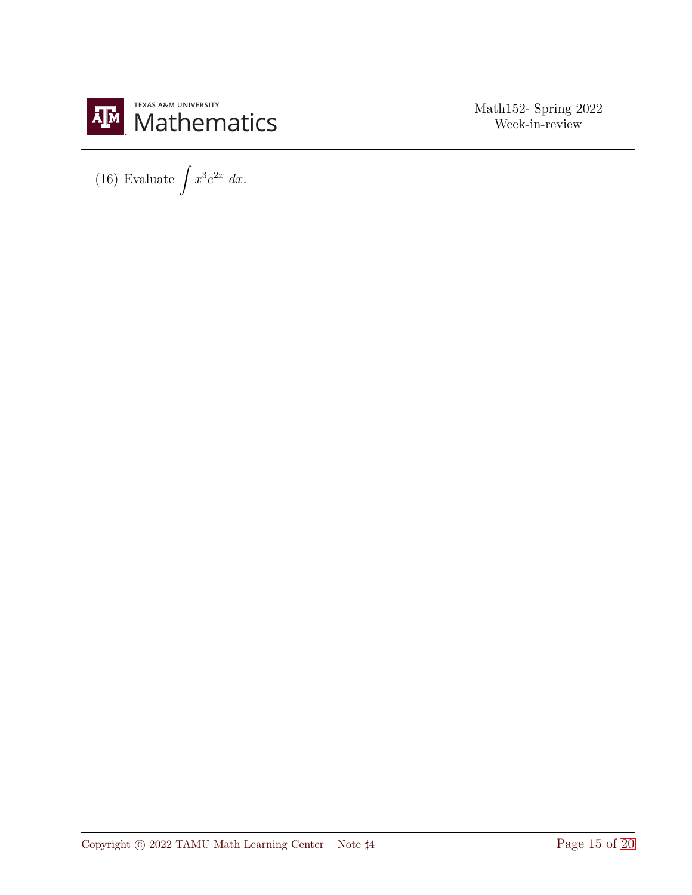(16) Evaluate $\displaystyle\int x^3 e^{2x}\, dx$.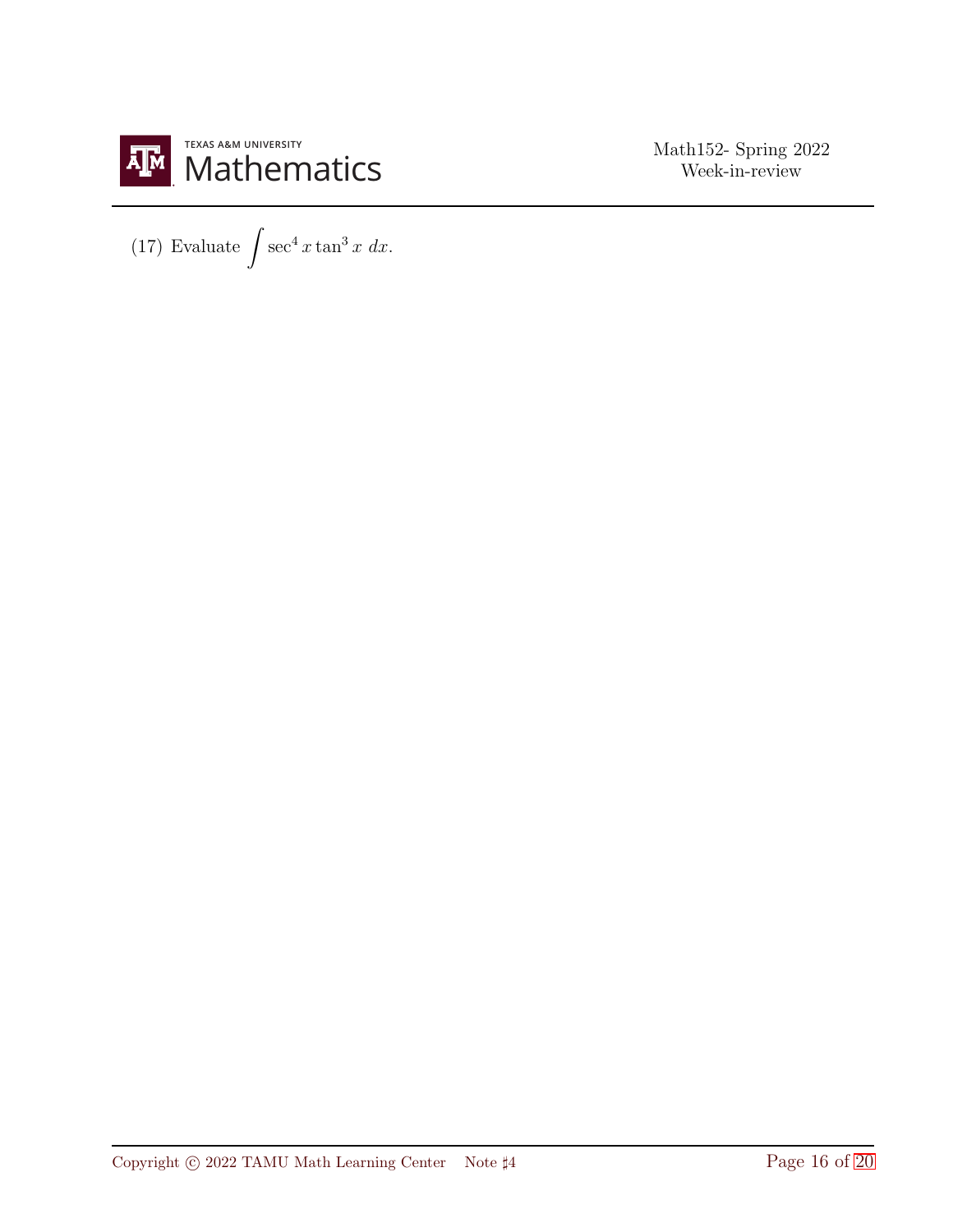(17) Evaluate $\int \sec^4 x \tan^3 x \; dx$.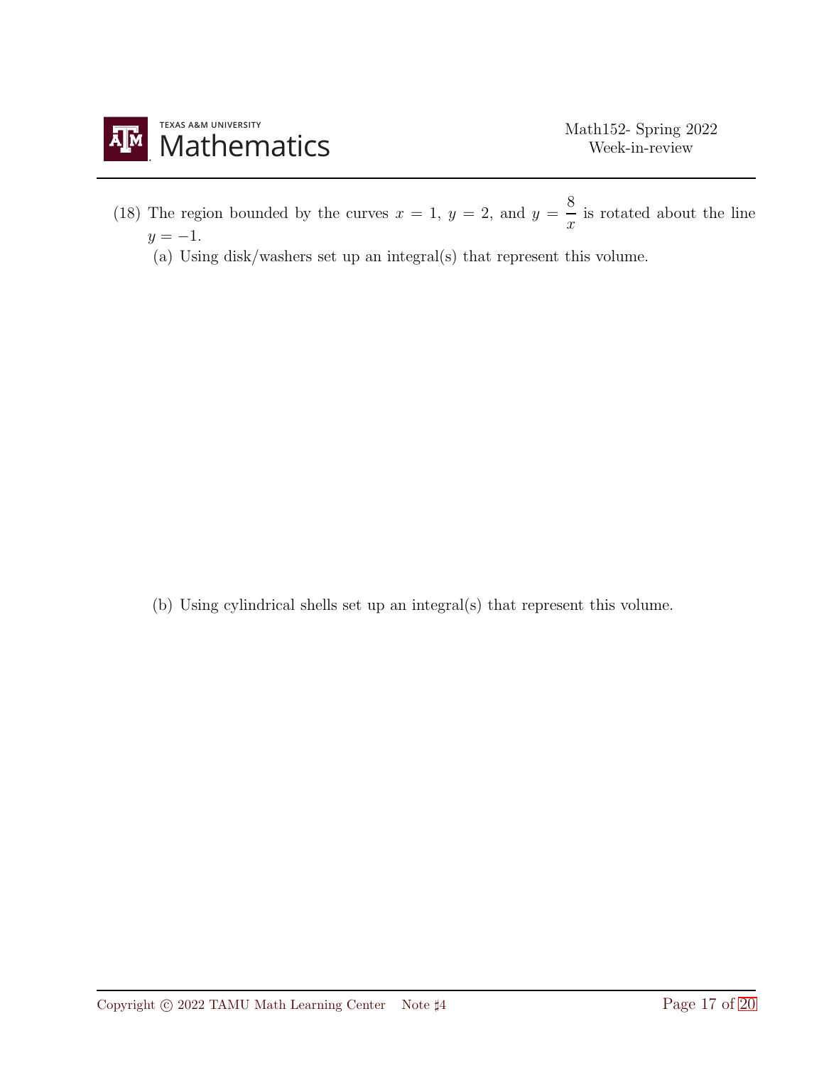(18) The region bounded by the curves $x = 1$, $y = 2$, and $y = \dfrac{8}{x}$ is rotated about the line $y = -1$.

(a) Using disk/washers set up an integral(s) that represent this volume.

(b) Using cylindrical shells set up an integral(s) that represent this volume.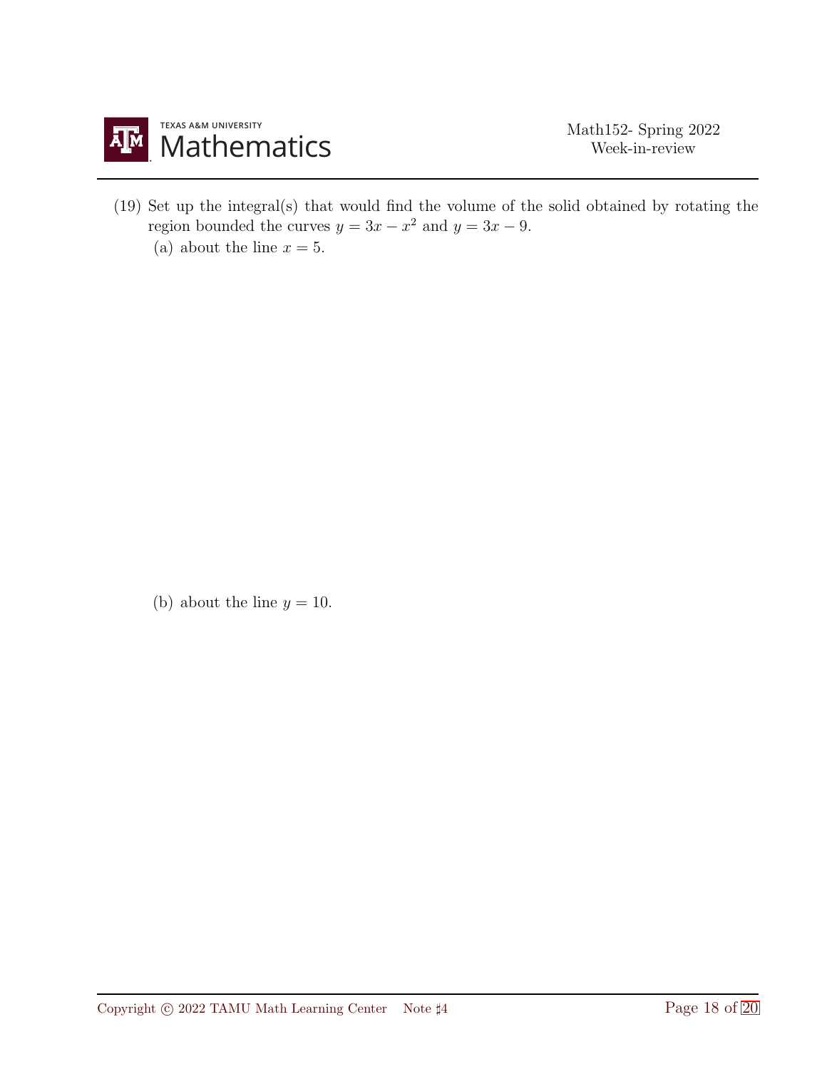(19) Set up the integral(s) that would find the volume of the solid obtained by rotating the region bounded the curves $y = 3x - x^2$ and $y = 3x - 9$.

(a) about the line $x = 5$.

(b) about the line $y = 10$.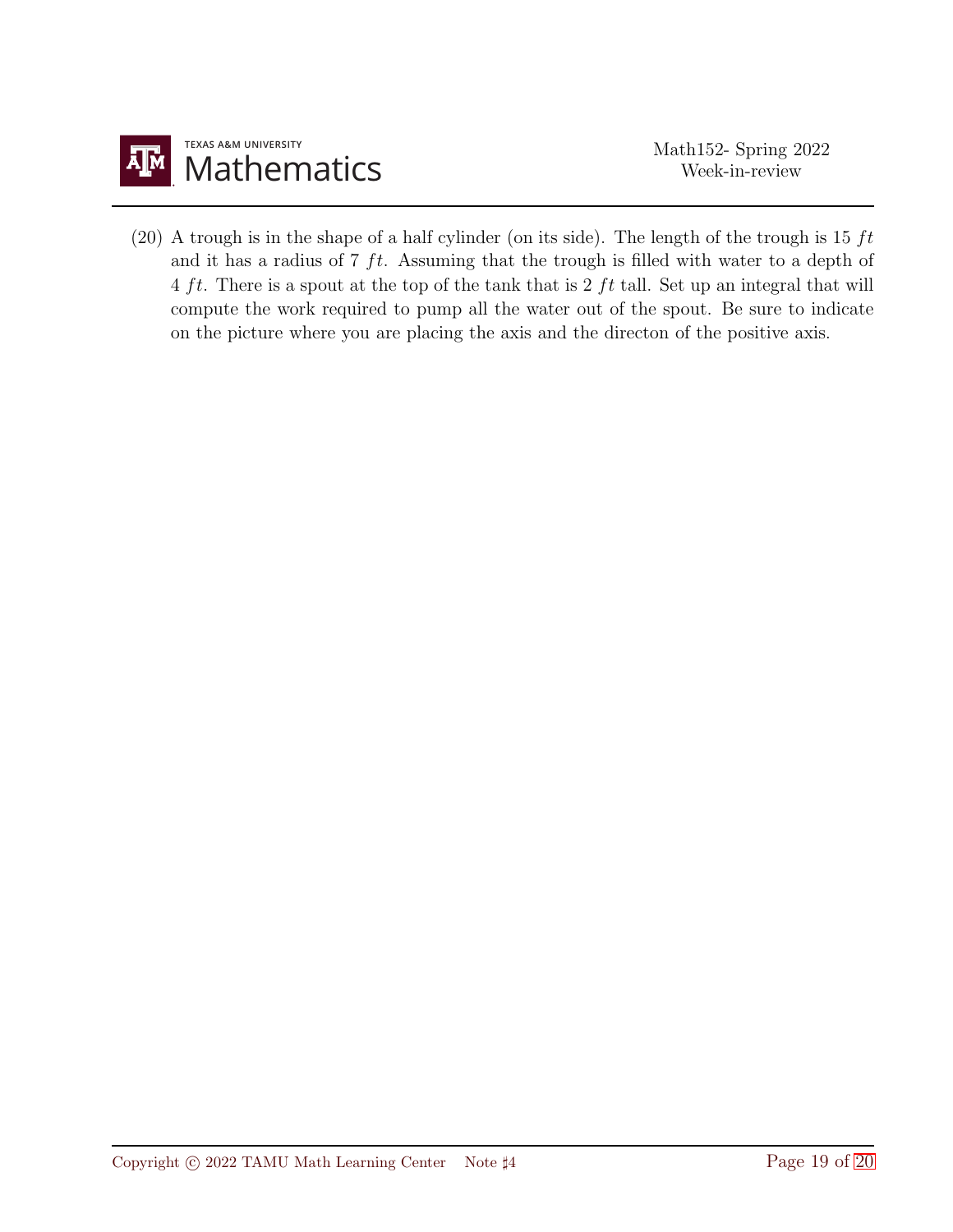(20) A trough is in the shape of a half cylinder (on its side). The length of the trough is 15 $ft$ and it has a radius of 7 $ft$. Assuming that the trough is filled with water to a depth of 4 $ft$. There is a spout at the top of the tank that is 2 $ft$ tall. Set up an integral that will compute the work required to pump all the water out of the spout. Be sure to indicate on the picture where you are placing the axis and the directon of the positive axis.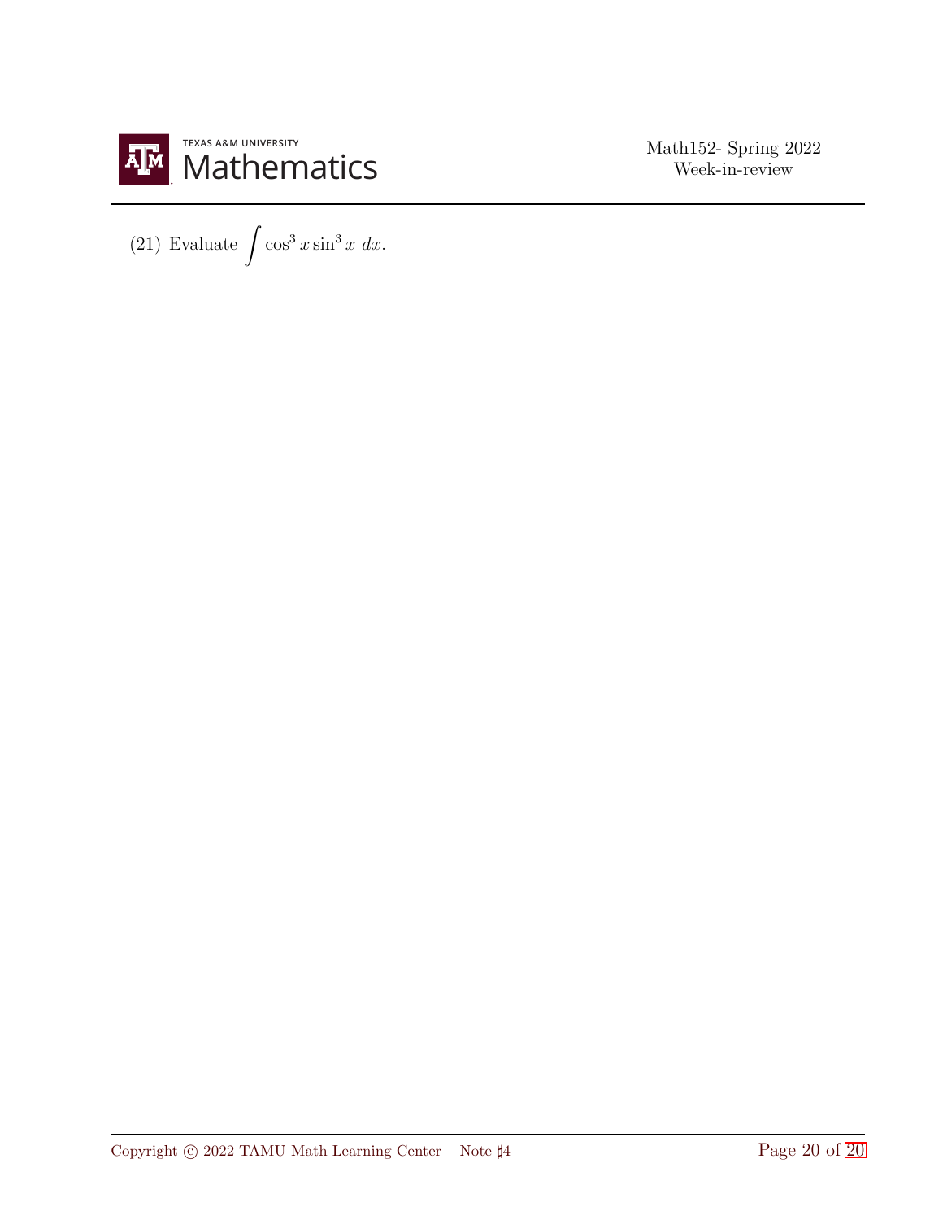(21) Evaluate $\int \cos^3 x \sin^3 x \; dx$.